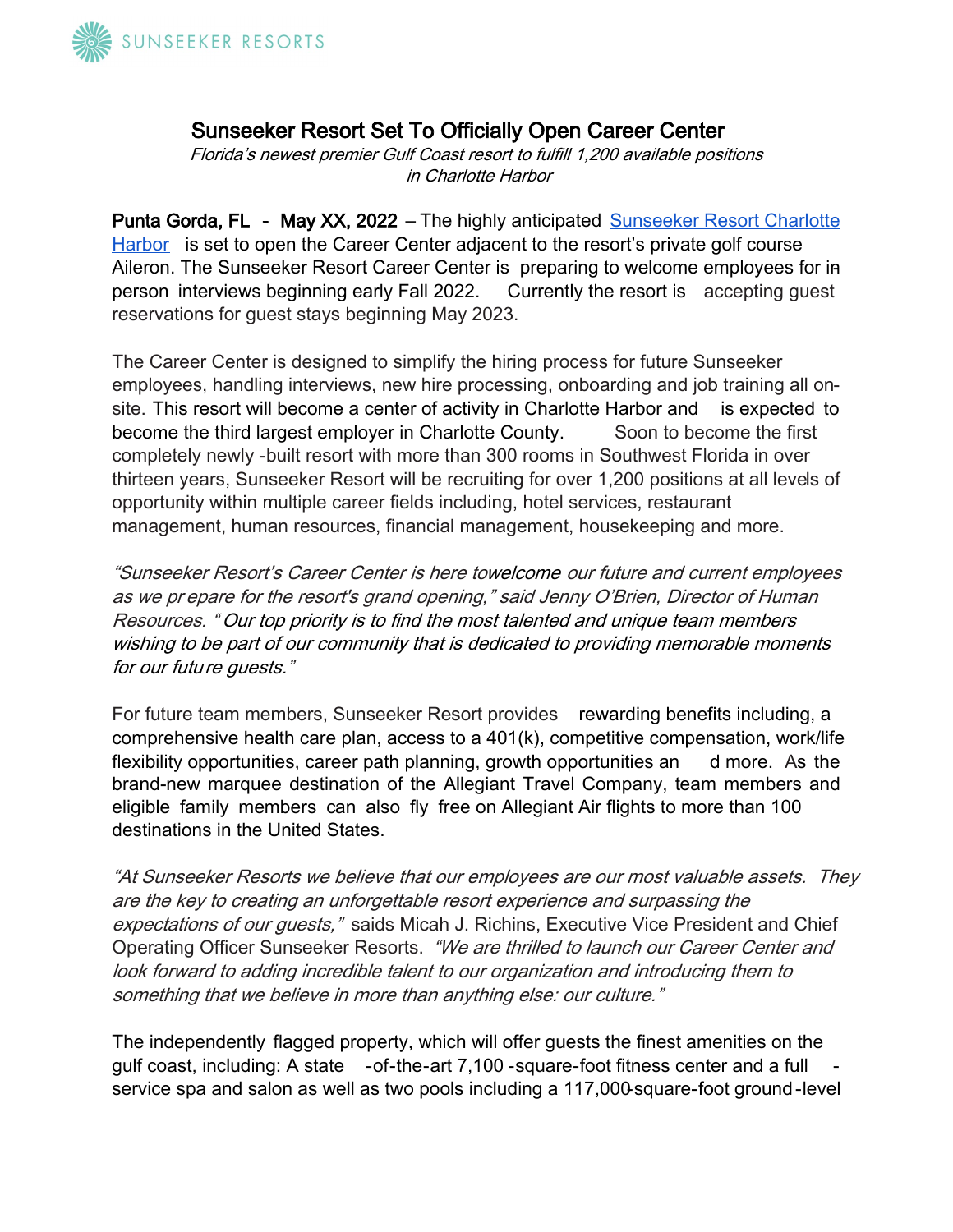# Sunseeker Resort Set To Officially Open Career Center

*Florida's newest premier Gulf Coast resort to fulfill 1,200 available positions in Charlotte Harbor*

**Punta Gorda, FL - May XX, 2022** – The highly anticipated [Sunseeker Resort Charlotte Harbor](#) is set to open the Career Center adjacent to the resort's private golf course Aileron. The Sunseeker Resort Career Center is preparing to welcome employees for in-person interviews beginning early Fall 2022. Currently the resort is accepting guest reservations for guest stays beginning May 2023.

The Career Center is designed to simplify the hiring process for future Sunseeker employees, handling interviews, new hire processing, onboarding and job training all on-site. This resort will become a center of activity in Charlotte Harbor and is expected to become the third largest employer in Charlotte County. Soon to become the first completely newly-built resort with more than 300 rooms in Southwest Florida in over thirteen years, Sunseeker Resort will be recruiting for over 1,200 positions at all levels of opportunity within multiple career fields including, hotel services, restaurant management, human resources, financial management, housekeeping and more.

*"Sunseeker Resort's Career Center is here to welcome our future and current employees as we prepare for the resort's grand opening,"* said Jenny O'Brien, Director of Human Resources. *"Our top priority is to find the most talented and unique team members wishing to be part of our community that is dedicated to providing memorable moments for our future guests."*

For future team members, Sunseeker Resort provides rewarding benefits including, a comprehensive health care plan, access to a 401(k), competitive compensation, work/life flexibility opportunities, career path planning, growth opportunities and more. As the brand-new marquee destination of the Allegiant Travel Company, team members and eligible family members can also fly free on Allegiant Air flights to more than 100 destinations in the United States.

*"At Sunseeker Resorts we believe that our employees are our most valuable assets. They are the key to creating an unforgettable resort experience and surpassing the expectations of our guests,"* saids Micah J. Richins, Executive Vice President and Chief Operating Officer Sunseeker Resorts. *"We are thrilled to launch our Career Center and look forward to adding incredible talent to our organization and introducing them to something that we believe in more than anything else: our culture."*

The independently flagged property, which will offer guests the finest amenities on the gulf coast, including: A state-of-the-art 7,100-square-foot fitness center and a full-service spa and salon as well as two pools including a 117,000-square-foot ground-level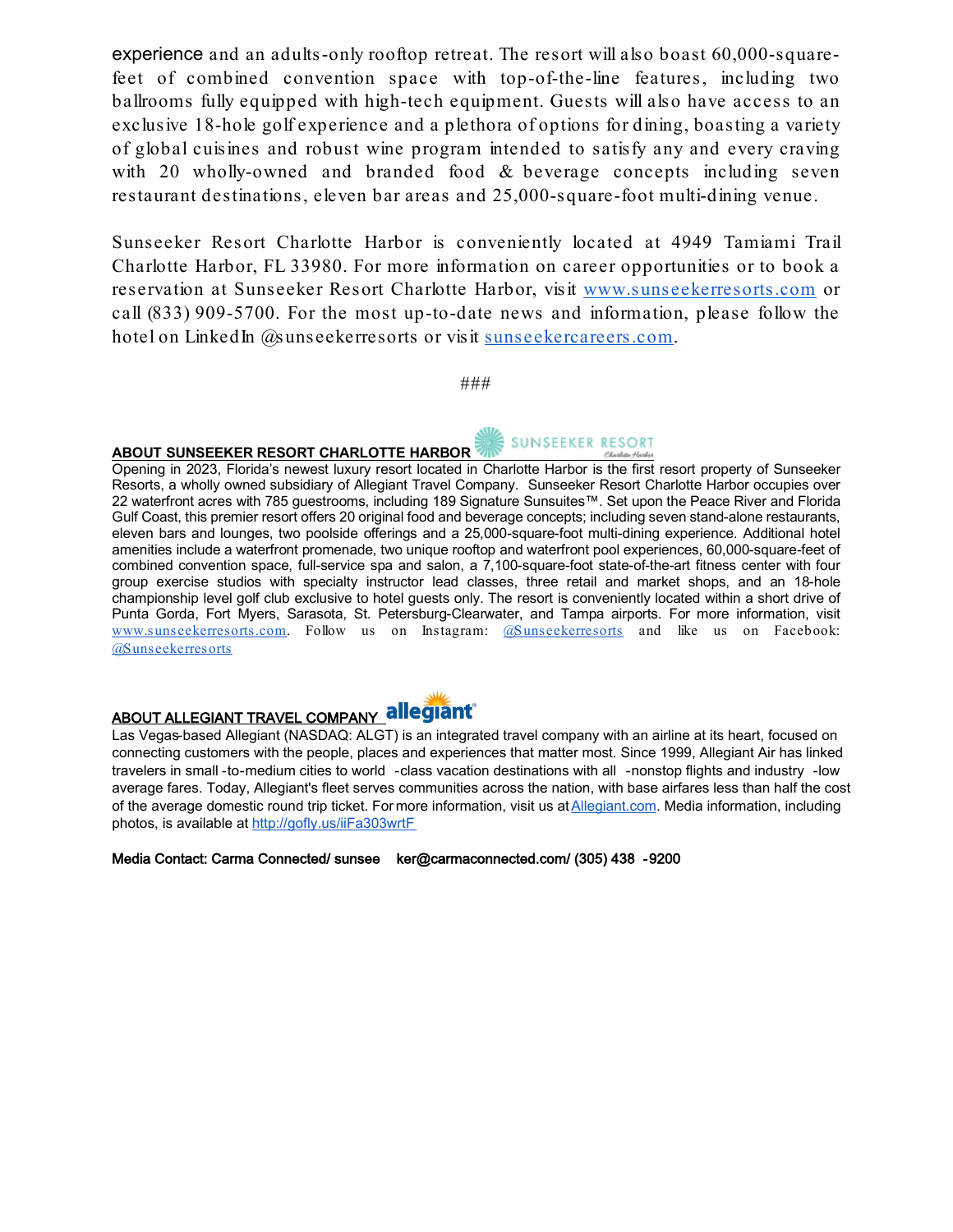experience and an adults-only rooftop retreat. The resort will also boast 60,000-square-feet of combined convention space with top-of-the-line features, including two ballrooms fully equipped with high-tech equipment. Guests will also have access to an exclusive 18-hole golf experience and a plethora of options for dining, boasting a variety of global cuisines and robust wine program intended to satisfy any and every craving with 20 wholly-owned and branded food & beverage concepts including seven restaurant destinations, eleven bar areas and 25,000-square-foot multi-dining venue.

Sunseeker Resort Charlotte Harbor is conveniently located at 4949 Tamiami Trail Charlotte Harbor, FL 33980. For more information on career opportunities or to book a reservation at Sunseeker Resort Charlotte Harbor, visit www.sunseekerresorts.com or call (833) 909-5700. For the most up-to-date news and information, please follow the hotel on LinkedIn @sunseekerresorts or visit sunseekercareers.com.

###

**ABOUT SUNSEEKER RESORT CHARLOTTE HARBOR**

Opening in 2023, Florida's newest luxury resort located in Charlotte Harbor is the first resort property of Sunseeker Resorts, a wholly owned subsidiary of Allegiant Travel Company. Sunseeker Resort Charlotte Harbor occupies over 22 waterfront acres with 785 guestrooms, including 189 Signature Sunsuites™. Set upon the Peace River and Florida Gulf Coast, this premier resort offers 20 original food and beverage concepts; including seven stand-alone restaurants, eleven bars and lounges, two poolside offerings and a 25,000-square-foot multi-dining experience. Additional hotel amenities include a waterfront promenade, two unique rooftop and waterfront pool experiences, 60,000-square-feet of combined convention space, full-service spa and salon, a 7,100-square-foot state-of-the-art fitness center with four group exercise studios with specialty instructor lead classes, three retail and market shops, and an 18-hole championship level golf club exclusive to hotel guests only. The resort is conveniently located within a short drive of Punta Gorda, Fort Myers, Sarasota, St. Petersburg-Clearwater, and Tampa airports. For more information, visit www.sunseekerresorts.com. Follow us on Instagram: @Sunseekerresorts and like us on Facebook: @Sunseekerresorts

**ABOUT ALLEGIANT TRAVEL COMPANY**

Las Vegas-based Allegiant (NASDAQ: ALGT) is an integrated travel company with an airline at its heart, focused on connecting customers with the people, places and experiences that matter most. Since 1999, Allegiant Air has linked travelers in small-to-medium cities to world-class vacation destinations with all-nonstop flights and industry-low average fares. Today, Allegiant's fleet serves communities across the nation, with base airfares less than half the cost of the average domestic round trip ticket. For more information, visit us at Allegiant.com. Media information, including photos, is available at http://gofly.us/iiFa303wrtF

**Media Contact: Carma Connected/ sunseeker@carmaconnected.com/ (305) 438-9200**